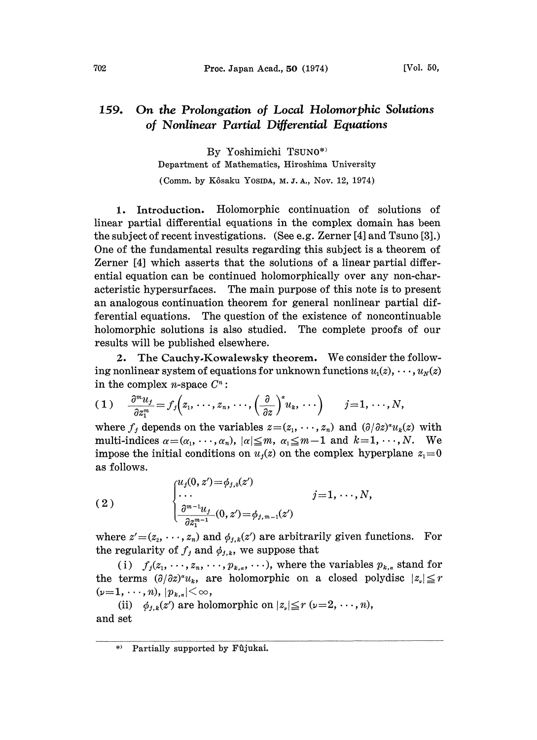# 159. On the Prolongation of Local Holomorphic Solutions of Nonlinear Partial Differential Equations

By Yoshimichi TSUNO*)

Department of Mathematics, Hiroshima University

(Comm. by Kôsaku YOSIDA, M. J. A., Nov. 12, 1974)

**1. Introduction.** Holomorphic continuation of solutions of linear partial differential equations in the complex domain has been the subject of recent investigations. (See e.g. Zerner [4] and Tsuno [3].) One of the fundamental results regarding this subject is a theorem of Zerner [4] which asserts that the solutions of a linear partial differential equation can be continued holomorphically over any non-characteristic hypersurfaces. The main purpose of this note is to present an analogous continuation theorem for general nonlinear partial differential equations. The question of the existence of noncontinuable holomorphic solutions is also studied. The complete proofs of our results will be published elsewhere.

**2. The Cauchy-Kowalewsky theorem.** We consider the following nonlinear system of equations for unknown functions $u_1(z), \cdots, u_N(z)$ in the complex $n$-space $C^n$:

$$
(1) \qquad \frac{\partial^m u_j}{\partial z_1^m} = f_j\left(z_1, \cdots, z_n, \cdots, \left(\frac{\partial}{\partial z}\right)^{\alpha} u_k, \cdots\right) \qquad j=1, \cdots, N,
$$

where $f_j$ depends on the variables $z=(z_1, \cdots, z_n)$ and $(\partial/\partial z)^{\alpha} u_k(z)$ with multi-indices $\alpha=(\alpha_1, \cdots, \alpha_n)$, $|\alpha| \leqq m$, $\alpha_1 \leqq m-1$ and $k=1, \cdots, N$. We impose the initial conditions on $u_j(z)$ on the complex hyperplane $z_1=0$ as follows.

$$
(2) \qquad \begin{cases} u_j(0, z') = \phi_{j,0}(z') \\ \cdots \\ \dfrac{\partial^{m-1} u_j}{\partial z_1^{m-1}}(0, z') = \phi_{j,m-1}(z') \end{cases} \qquad j=1, \cdots, N,
$$

where $z'=(z_2, \cdots, z_n)$ and $\phi_{j,k}(z')$ are arbitrarily given functions. For the regularity of $f_j$ and $\phi_{j,k}$, we suppose that

(i) $f_j(z_1, \cdots, z_n, \cdots, p_{k,\alpha}, \cdots)$, where the variables $p_{k,\alpha}$ stand for the terms $(\partial/\partial z)^{\alpha} u_k$, are holomorphic on a closed polydisc $|z_\nu| \leqq r$ $(\nu=1, \cdots, n)$, $|p_{k,\alpha}| < \infty$,

(ii) $\phi_{j,k}(z')$ are holomorphic on $|z_\nu| \leqq r$ $(\nu=2, \cdots, n)$,

and set

---

*) Partially supported by Fûjukai.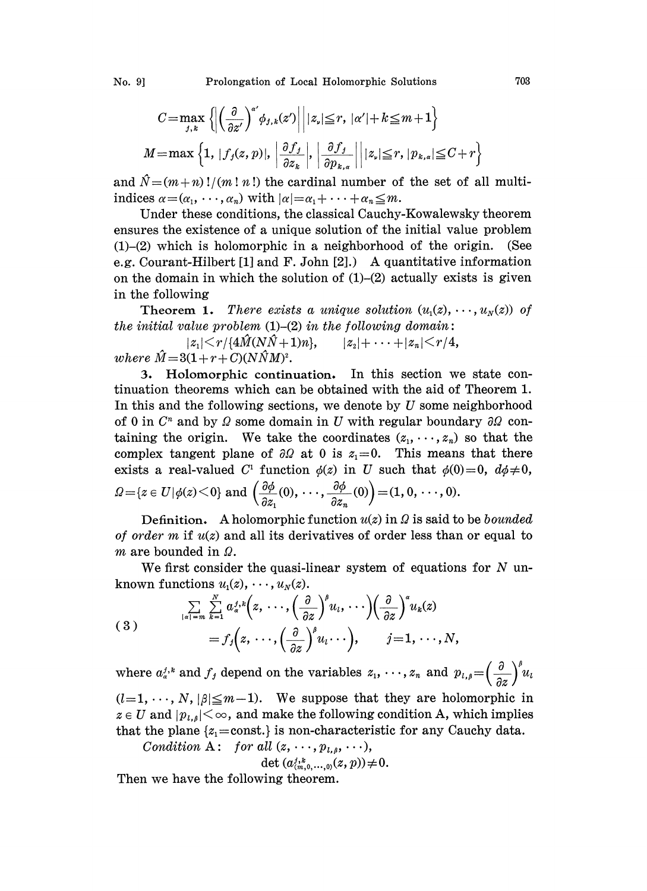$$C=\max_{j,k}\left\{\left|\left(\frac{\partial}{\partial z'}\right)^{\alpha'}\phi_{j,k}(z')\right|\,\middle|\,|z_\nu|\leqq r,\ |\alpha'|+k\leqq m+1\right\}$$

$$M=\max\left\{1,\ |f_j(z,p)|,\ \left|\frac{\partial f_j}{\partial z_k}\right|,\ \left|\frac{\partial f_j}{\partial p_{k,\alpha}}\right|\,\middle|\,|z_\nu|\leqq r,\ |p_{k,\alpha}|\leqq C+r\right\}$$

and $\hat{N}=(m+n)!/(m!\,n!)$ the cardinal number of the set of all multi-indices $\alpha=(\alpha_1,\cdots,\alpha_n)$ with $|\alpha|=\alpha_1+\cdots+\alpha_n\leqq m$.

Under these conditions, the classical Cauchy-Kowalewsky theorem ensures the existence of a unique solution of the initial value problem (1)–(2) which is holomorphic in a neighborhood of the origin. (See e.g. Courant-Hilbert [1] and F. John [2].) A quantitative information on the domain in which the solution of (1)–(2) actually exists is given in the following

**Theorem 1.** *There exists a unique solution $(u_1(z),\cdots,u_N(z))$ of the initial value problem* (1)–(2) *in the following domain*:

$$|z_1|<r/\{4\hat{M}(N\hat{N}+1)n\},\qquad |z_2|+\cdots+|z_n|<r/4,$$

*where* $\hat{M}=3(1+r+C)(N\hat{N}M)^2$.

**3. Holomorphic continuation.** In this section we state continuation theorems which can be obtained with the aid of Theorem 1. In this and the following sections, we denote by $U$ some neighborhood of 0 in $C^n$ and by $\Omega$ some domain in $U$ with regular boundary $\partial\Omega$ containing the origin. We take the coordinates $(z_1,\cdots,z_n)$ so that the complex tangent plane of $\partial\Omega$ at 0 is $z_1=0$. This means that there exists a real-valued $C^1$ function $\phi(z)$ in $U$ such that $\phi(0)=0$, $d\phi\neq 0$, $\Omega=\{z\in U\,|\,\phi(z)<0\}$ and $\left(\frac{\partial\phi}{\partial z_1}(0),\cdots,\frac{\partial\phi}{\partial z_n}(0)\right)=(1,0,\cdots,0)$.

**Definition.** A holomorphic function $u(z)$ in $\Omega$ is said to be *bounded of order $m$* if $u(z)$ and all its derivatives of order less than or equal to $m$ are bounded in $\Omega$.

We first consider the quasi-linear system of equations for $N$ unknown functions $u_1(z),\cdots,u_N(z)$.

$$\sum_{|\alpha|=m}\sum_{k=1}^{N}a_\alpha^{j,k}\left(z,\cdots,\left(\frac{\partial}{\partial z}\right)^\beta u_l,\cdots\right)\left(\frac{\partial}{\partial z}\right)^\alpha u_k(z)$$
$$=f_j\left(z,\cdots,\left(\frac{\partial}{\partial z}\right)^\beta u_l\cdots\right),\qquad j=1,\cdots,N, \tag{3}$$

where $a_\alpha^{j,k}$ and $f_j$ depend on the variables $z_1,\cdots,z_n$ and $p_{l,\beta}=\left(\frac{\partial}{\partial z}\right)^\beta u_l$ ($l=1,\cdots,N$, $|\beta|\leqq m-1$). We suppose that they are holomorphic in $z\in U$ and $|p_{l,\beta}|<\infty$, and make the following condition A, which implies that the plane $\{z_1=\text{const.}\}$ is non-characteristic for any Cauchy data.

*Condition* A: *for all* $(z,\cdots,p_{l,\beta},\cdots)$,

$$\det\left(a_{(m,0,\dots,0)}^{j,k}(z,p)\right)\neq 0.$$

Then we have the following theorem.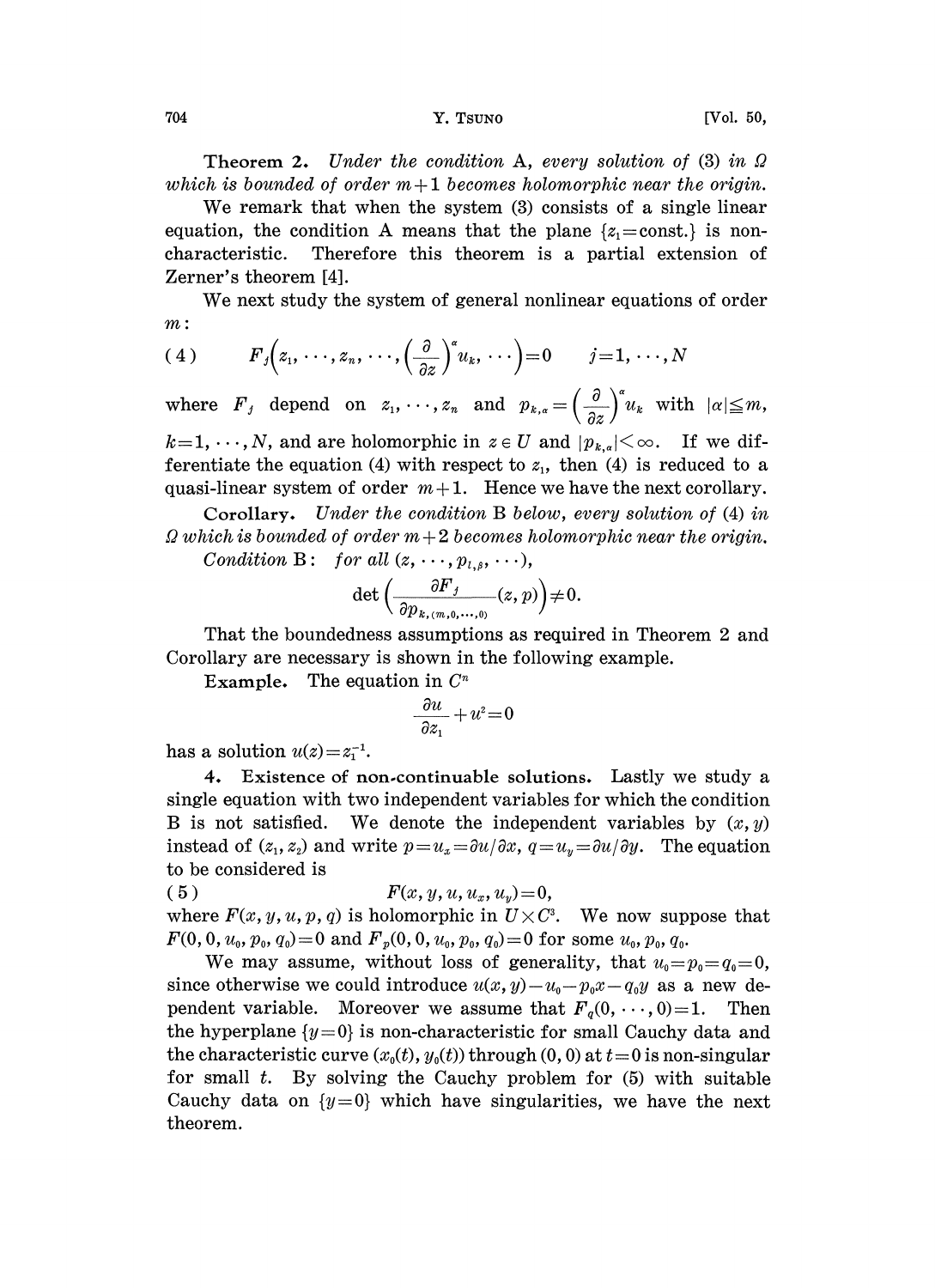**Theorem 2.** *Under the condition* A, *every solution of* (3) *in* $\Omega$ *which is bounded of order* $m+1$ *becomes holomorphic near the origin.*

We remark that when the system (3) consists of a single linear equation, the condition A means that the plane $\{z_1=\text{const.}\}$ is non-characteristic. Therefore this theorem is a partial extension of Zerner's theorem [4].

We next study the system of general nonlinear equations of order $m$:

$$
(4)\qquad F_j\Big(z_1,\cdots,z_n,\cdots,\Big(\frac{\partial}{\partial z}\Big)^{\alpha}u_k,\cdots\Big)=0\qquad j=1,\cdots,N
$$

where $F_j$ depend on $z_1,\cdots,z_n$ and $p_{k,\alpha}=\Big(\dfrac{\partial}{\partial z}\Big)^{\alpha}u_k$ with $|\alpha|\leqq m$, $k=1,\cdots,N$, and are holomorphic in $z\in U$ and $|p_{k,\alpha}|<\infty$. If we differentiate the equation (4) with respect to $z_1$, then (4) is reduced to a quasi-linear system of order $m+1$. Hence we have the next corollary.

**Corollary.** *Under the condition* B *below, every solution of* (4) *in* $\Omega$ *which is bounded of order* $m+2$ *becomes holomorphic near the origin.*

*Condition* B: *for all* $(z,\cdots,p_{l,\beta},\cdots)$,

$$
\det\Big(\frac{\partial F_j}{\partial p_{k,(m,0,\cdots,0)}}(z,p)\Big)\neq 0.
$$

That the boundedness assumptions as required in Theorem 2 and Corollary are necessary is shown in the following example.

**Example.** The equation in $C^n$

$$
\frac{\partial u}{\partial z_1}+u^2=0
$$

has a solution $u(z)=z_1^{-1}$.

**4. Existence of non-continuable solutions.** Lastly we study a single equation with two independent variables for which the condition B is not satisfied. We denote the independent variables by $(x,y)$ instead of $(z_1,z_2)$ and write $p=u_x=\partial u/\partial x$, $q=u_y=\partial u/\partial y$. The equation to be considered is

$$
(5)\qquad F(x,y,u,u_x,u_y)=0,
$$

where $F(x,y,u,p,q)$ is holomorphic in $U\times C^3$. We now suppose that $F(0,0,u_0,p_0,q_0)=0$ and $F_p(0,0,u_0,p_0,q_0)=0$ for some $u_0,p_0,q_0$.

We may assume, without loss of generality, that $u_0=p_0=q_0=0$, since otherwise we could introduce $u(x,y)-u_0-p_0x-q_0y$ as a new dependent variable. Moreover we assume that $F_q(0,\cdots,0)=1$. Then the hyperplane $\{y=0\}$ is non-characteristic for small Cauchy data and the characteristic curve $(x_0(t),y_0(t))$ through $(0,0)$ at $t=0$ is non-singular for small $t$. By solving the Cauchy problem for (5) with suitable Cauchy data on $\{y=0\}$ which have singularities, we have the next theorem.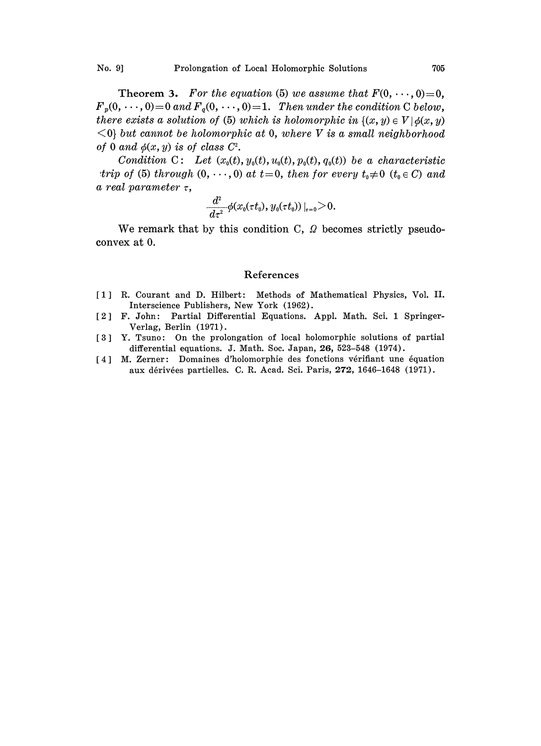**Theorem 3.** *For the equation* (5) *we assume that* $F(0, \cdots, 0)=0$, $F_p(0, \cdots, 0)=0$ *and* $F_q(0, \cdots, 0)=1$. *Then under the condition* C *below, there exists a solution of* (5) *which is holomorphic in* $\{(x, y) \in V \mid \phi(x, y) < 0\}$ *but cannot be holomorphic at* 0, *where* $V$ *is a small neighborhood of* 0 *and* $\phi(x, y)$ *is of class* $C^2$.

*Condition* C: *Let* $(x_0(t), y_0(t), u_0(t), p_0(t), q_0(t))$ *be a characteristic strip of* (5) *through* $(0, \cdots, 0)$ *at* $t=0$, *then for every* $t_0 \neq 0$ $(t_0 \in C)$ *and a real parameter* $\tau$,

$$\frac{d^2}{d\tau^2}\phi(x_0(\tau t_0), y_0(\tau t_0))\,|_{\tau=0} > 0.$$

We remark that by this condition C, $\Omega$ becomes strictly pseudo-convex at 0.

## References

[1] R. Courant and D. Hilbert: Methods of Mathematical Physics, Vol. II. Interscience Publishers, New York (1962).

[2] F. John: Partial Differential Equations. Appl. Math. Sci. 1 Springer-Verlag, Berlin (1971).

[3] Y. Tsuno: On the prolongation of local holomorphic solutions of partial differential equations. J. Math. Soc. Japan, **26**, 523–548 (1974).

[4] M. Zerner: Domaines d'holomorphie des fonctions vérifiant une équation aux dérivées partielles. C. R. Acad. Sci. Paris, **272**, 1646–1648 (1971).